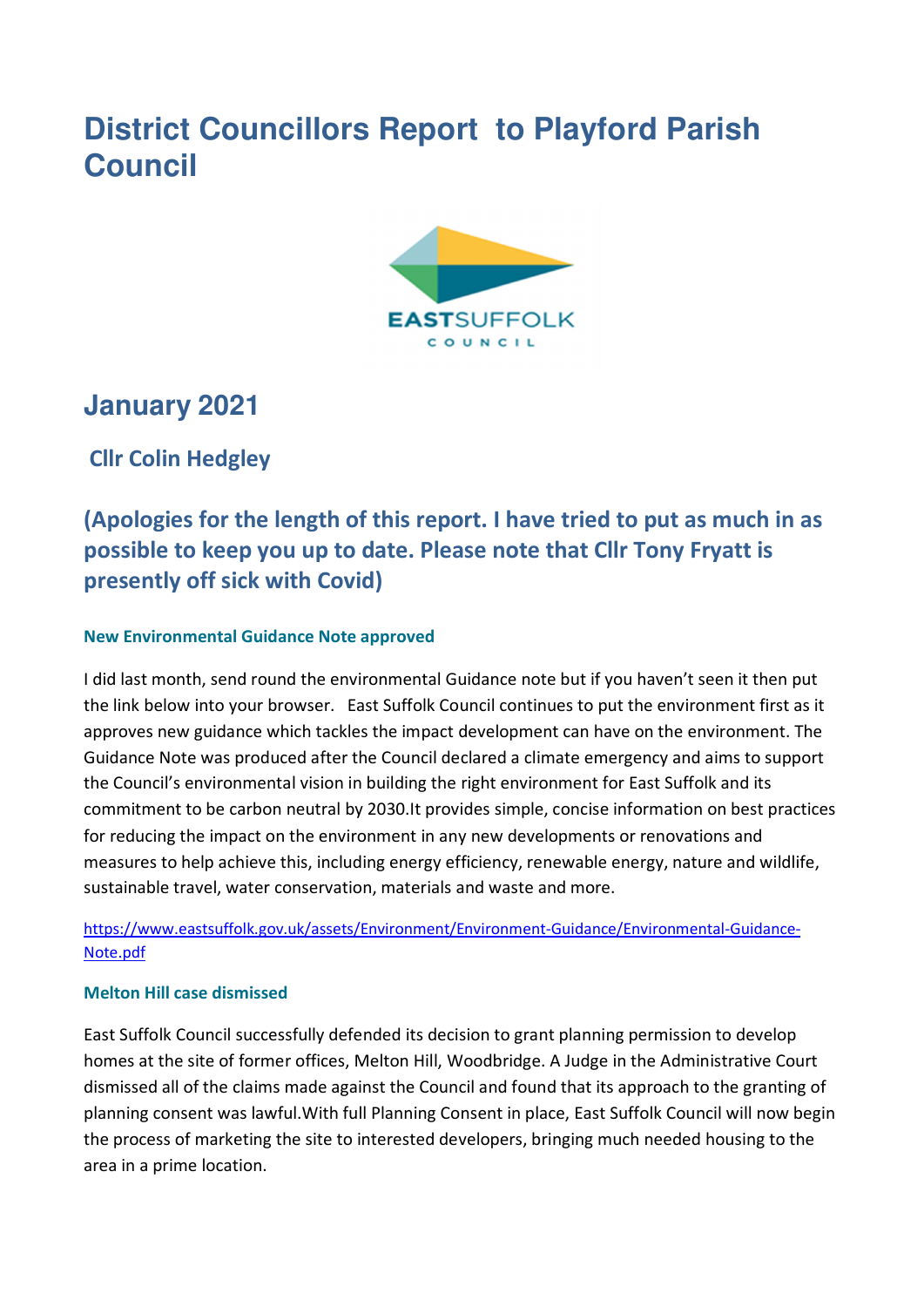# District Councillors Report to Playford Parish Council

## January 2021

### Cllr Colin Hedgley

### (Apologies for the length of this report. I have tried to put as much in as possible to keep you up to date. Please note that Cllr Tony Fryatt is presently off sick with Covid)

#### New Environmental Guidance Note approved

I did last month, send round the environmental Guidance note but if you haven't seen it then put the link below into your browser. East Suffolk Council continues to put the environment first as it approves new guidance which tackles the impact development can have on the environment. The Guidance Note was produced after the Council declared a climate emergency and aims to support the Council's environmental vision in building the right environment for East Suffolk and its commitment to be carbon neutral by 2030.It provides simple, concise information on best practices for reducing the impact on the environment in any new developments or renovations and measures to help achieve this, including energy efficiency, renewable energy, nature and wildlife, sustainable travel, water conservation, materials and waste and more.

https://www.eastsuffolk.gov.uk/assets/Environment/Environment-Guidance/Environmental-Guidance-Note.pdf

#### Melton Hill case dismissed

East Suffolk Council successfully defended its decision to grant planning permission to develop homes at the site of former offices, Melton Hill, Woodbridge. A Judge in the Administrative Court dismissed all of the claims made against the Council and found that its approach to the granting of planning consent was lawful.With full Planning Consent in place, East Suffolk Council will now begin the process of marketing the site to interested developers, bringing much needed housing to the area in a prime location.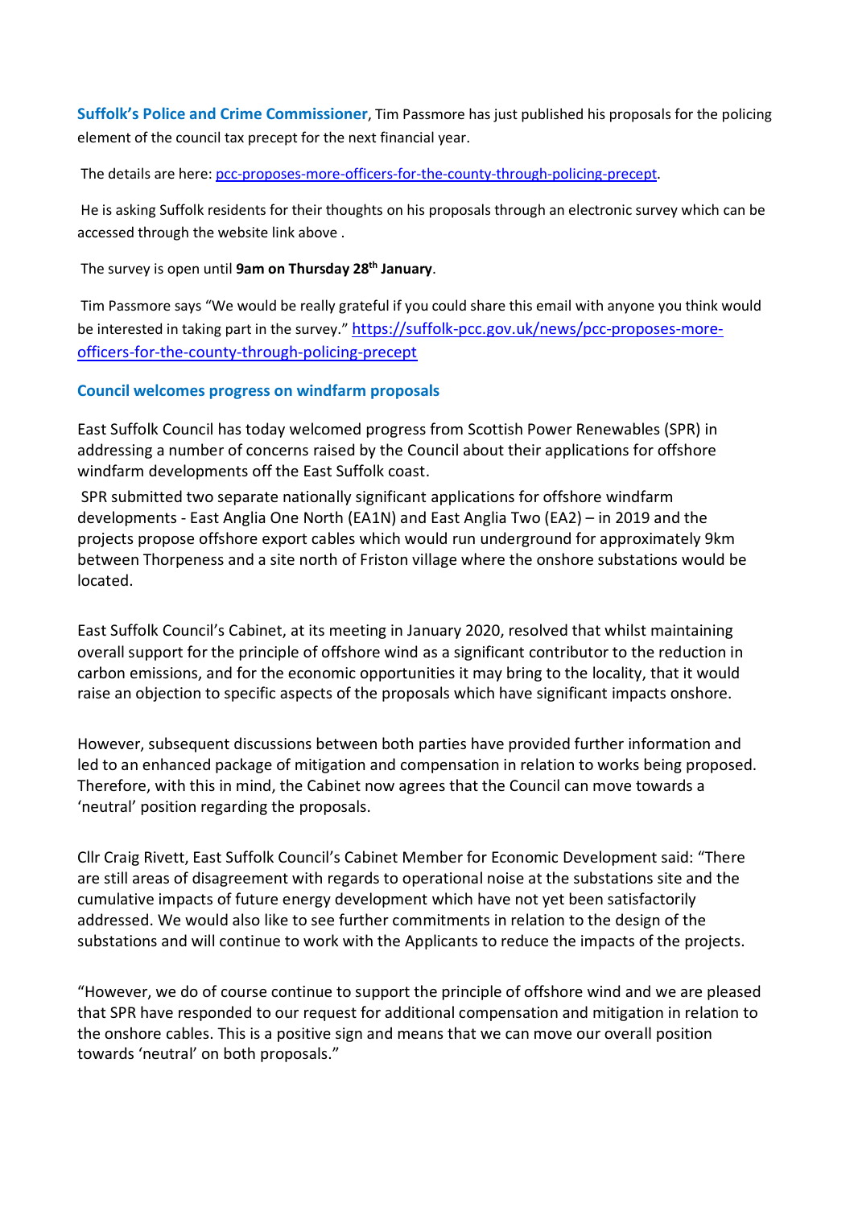**Suffolk's Police and Crime Commissioner**, Tim Passmore has just published his proposals for the policing element of the council tax precept for the next financial year.

The details are here: [pcc-proposes-more-officers-for-the-county-through-policing-precept](https://suffolk-pcc.gov.uk/news/pcc-proposes-more-officers-for-the-county-through-policing-precept).

He is asking Suffolk residents for their thoughts on his proposals through an electronic survey which can be accessed through the website link above .

The survey is open until **9am on Thursday 28th January**.

Tim Passmore says "We would be really grateful if you could share this email with anyone you think would be interested in taking part in the survey." https://suffolk-pcc.gov.uk/news/pcc-proposes-more-officers-for-the-county-through-policing-precept

### Council welcomes progress on windfarm proposals

East Suffolk Council has today welcomed progress from Scottish Power Renewables (SPR) in addressing a number of concerns raised by the Council about their applications for offshore windfarm developments off the East Suffolk coast.

SPR submitted two separate nationally significant applications for offshore windfarm developments - East Anglia One North (EA1N) and East Anglia Two (EA2) – in 2019 and the projects propose offshore export cables which would run underground for approximately 9km between Thorpeness and a site north of Friston village where the onshore substations would be located.

East Suffolk Council's Cabinet, at its meeting in January 2020, resolved that whilst maintaining overall support for the principle of offshore wind as a significant contributor to the reduction in carbon emissions, and for the economic opportunities it may bring to the locality, that it would raise an objection to specific aspects of the proposals which have significant impacts onshore.

However, subsequent discussions between both parties have provided further information and led to an enhanced package of mitigation and compensation in relation to works being proposed. Therefore, with this in mind, the Cabinet now agrees that the Council can move towards a 'neutral' position regarding the proposals.

Cllr Craig Rivett, East Suffolk Council's Cabinet Member for Economic Development said: "There are still areas of disagreement with regards to operational noise at the substations site and the cumulative impacts of future energy development which have not yet been satisfactorily addressed. We would also like to see further commitments in relation to the design of the substations and will continue to work with the Applicants to reduce the impacts of the projects.

"However, we do of course continue to support the principle of offshore wind and we are pleased that SPR have responded to our request for additional compensation and mitigation in relation to the onshore cables. This is a positive sign and means that we can move our overall position towards 'neutral' on both proposals."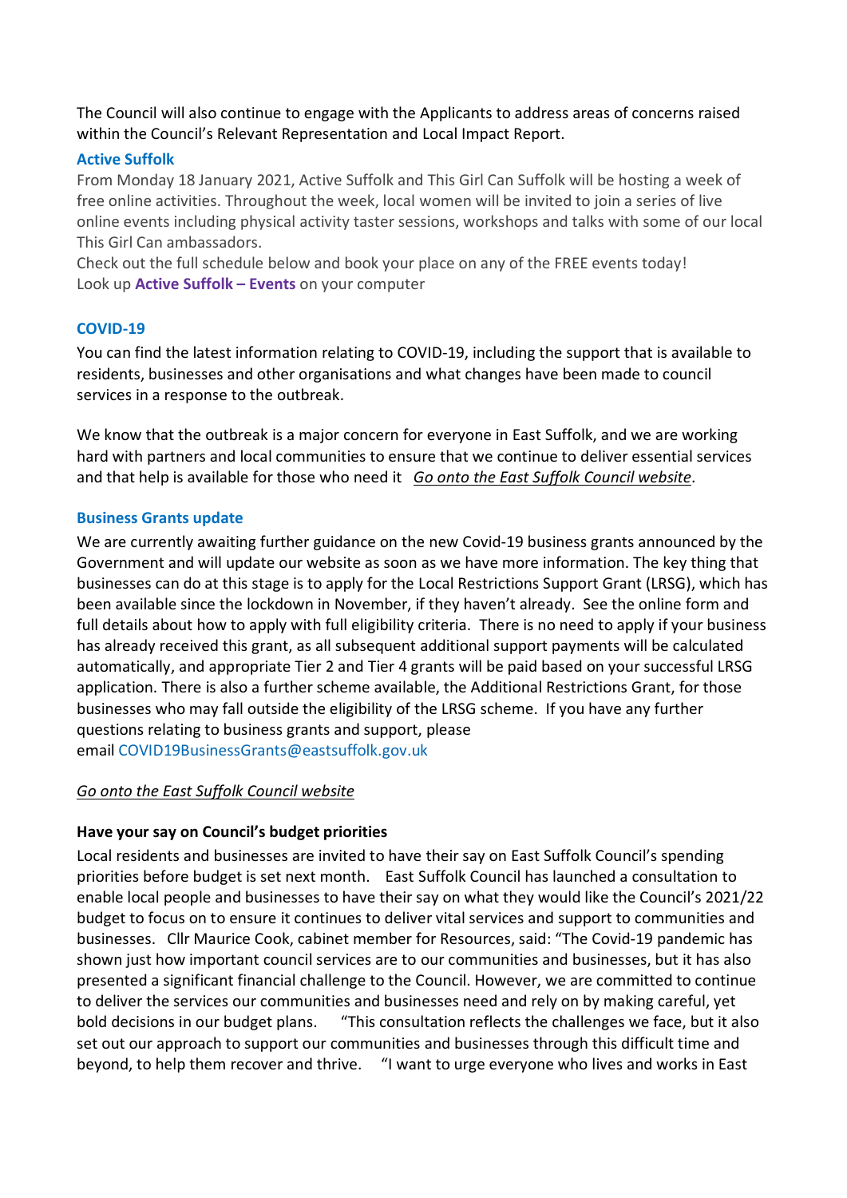The Council will also continue to engage with the Applicants to address areas of concerns raised within the Council's Relevant Representation and Local Impact Report.

### Active Suffolk

From Monday 18 January 2021, Active Suffolk and This Girl Can Suffolk will be hosting a week of free online activities. Throughout the week, local women will be invited to join a series of live online events including physical activity taster sessions, workshops and talks with some of our local This Girl Can ambassadors.

Check out the full schedule below and book your place on any of the FREE events today!
Look up **Active Suffolk – Events** on your computer

### COVID-19

You can find the latest information relating to COVID-19, including the support that is available to residents, businesses and other organisations and what changes have been made to council services in a response to the outbreak.

We know that the outbreak is a major concern for everyone in East Suffolk, and we are working hard with partners and local communities to ensure that we continue to deliver essential services and that help is available for those who need it *Go onto the East Suffolk Council website*.

### Business Grants update

We are currently awaiting further guidance on the new Covid-19 business grants announced by the Government and will update our website as soon as we have more information. The key thing that businesses can do at this stage is to apply for the Local Restrictions Support Grant (LRSG), which has been available since the lockdown in November, if they haven't already. See the online form and full details about how to apply with full eligibility criteria. There is no need to apply if your business has already received this grant, as all subsequent additional support payments will be calculated automatically, and appropriate Tier 2 and Tier 4 grants will be paid based on your successful LRSG application. There is also a further scheme available, the Additional Restrictions Grant, for those businesses who may fall outside the eligibility of the LRSG scheme. If you have any further questions relating to business grants and support, please email COVID19BusinessGrants@eastsuffolk.gov.uk

*Go onto the East Suffolk Council website*

**Have your say on Council's budget priorities**

Local residents and businesses are invited to have their say on East Suffolk Council's spending priorities before budget is set next month. East Suffolk Council has launched a consultation to enable local people and businesses to have their say on what they would like the Council's 2021/22 budget to focus on to ensure it continues to deliver vital services and support to communities and businesses. Cllr Maurice Cook, cabinet member for Resources, said: "The Covid-19 pandemic has shown just how important council services are to our communities and businesses, but it has also presented a significant financial challenge to the Council. However, we are committed to continue to deliver the services our communities and businesses need and rely on by making careful, yet bold decisions in our budget plans. "This consultation reflects the challenges we face, but it also set out our approach to support our communities and businesses through this difficult time and beyond, to help them recover and thrive. "I want to urge everyone who lives and works in East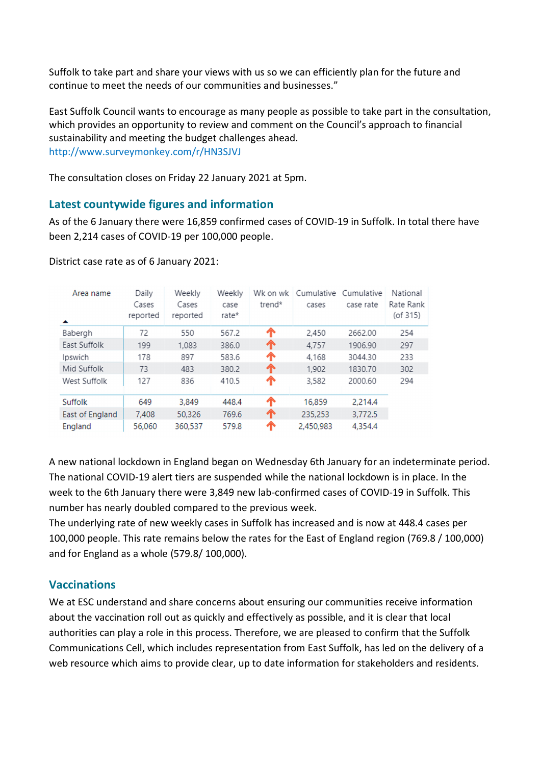Suffolk to take part and share your views with us so we can efficiently plan for the future and continue to meet the needs of our communities and businesses."

East Suffolk Council wants to encourage as many people as possible to take part in the consultation, which provides an opportunity to review and comment on the Council's approach to financial sustainability and meeting the budget challenges ahead.
http://www.surveymonkey.com/r/HN3SJVJ

The consultation closes on Friday 22 January 2021 at 5pm.

## Latest countywide figures and information

As of the 6 January there were 16,859 confirmed cases of COVID-19 in Suffolk. In total there have been 2,214 cases of COVID-19 per 100,000 people.

District case rate as of 6 January 2021:

| Area name | Daily Cases reported | Weekly Cases reported | Weekly case rate* | Wk on wk trend* | Cumulative cases | Cumulative case rate | National Rate Rank (of 315) |
|---|---|---|---|---|---|---|---|
| Babergh | 72 | 550 | 567.2 | ↑ | 2,450 | 2662.00 | 254 |
| East Suffolk | 199 | 1,083 | 386.0 | ↑ | 4,757 | 1906.90 | 297 |
| Ipswich | 178 | 897 | 583.6 | ↑ | 4,168 | 3044.30 | 233 |
| Mid Suffolk | 73 | 483 | 380.2 | ↑ | 1,902 | 1830.70 | 302 |
| West Suffolk | 127 | 836 | 410.5 | ↑ | 3,582 | 2000.60 | 294 |
| Suffolk | 649 | 3,849 | 448.4 | ↑ | 16,859 | 2,214.4 | |
| East of England | 7,408 | 50,326 | 769.6 | ↑ | 235,253 | 3,772.5 | |
| England | 56,060 | 360,537 | 579.8 | ↑ | 2,450,983 | 4,354.4 | |

A new national lockdown in England began on Wednesday 6th January for an indeterminate period. The national COVID-19 alert tiers are suspended while the national lockdown is in place. In the week to the 6th January there were 3,849 new lab-confirmed cases of COVID-19 in Suffolk. This number has nearly doubled compared to the previous week.
The underlying rate of new weekly cases in Suffolk has increased and is now at 448.4 cases per 100,000 people. This rate remains below the rates for the East of England region (769.8 / 100,000) and for England as a whole (579.8/ 100,000).

## Vaccinations

We at ESC understand and share concerns about ensuring our communities receive information about the vaccination roll out as quickly and effectively as possible, and it is clear that local authorities can play a role in this process. Therefore, we are pleased to confirm that the Suffolk Communications Cell, which includes representation from East Suffolk, has led on the delivery of a web resource which aims to provide clear, up to date information for stakeholders and residents.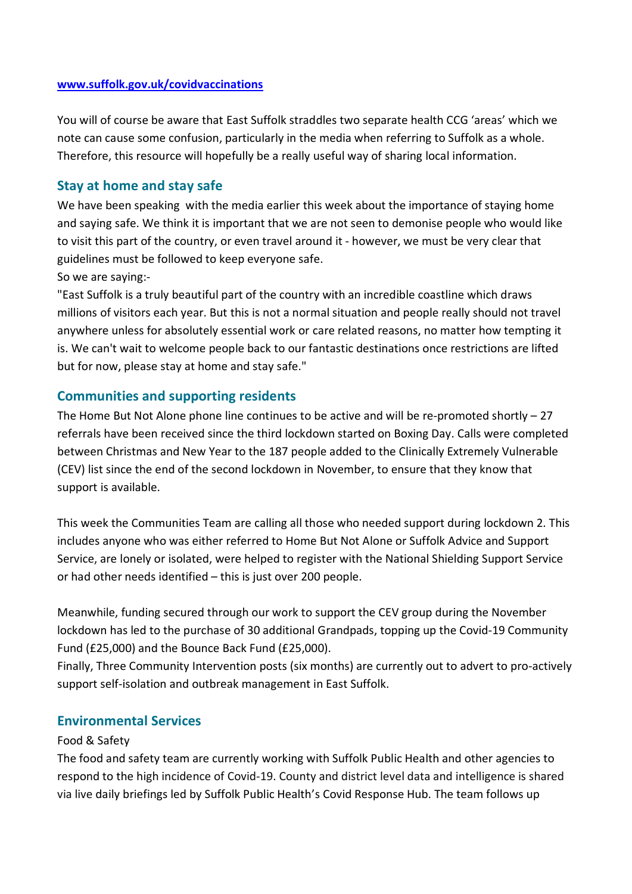[www.suffolk.gov.uk/covidvaccinations](http://www.suffolk.gov.uk/covidvaccinations)

You will of course be aware that East Suffolk straddles two separate health CCG 'areas' which we note can cause some confusion, particularly in the media when referring to Suffolk as a whole. Therefore, this resource will hopefully be a really useful way of sharing local information.

## Stay at home and stay safe

We have been speaking with the media earlier this week about the importance of staying home and saying safe. We think it is important that we are not seen to demonise people who would like to visit this part of the country, or even travel around it - however, we must be very clear that guidelines must be followed to keep everyone safe.

So we are saying:-

"East Suffolk is a truly beautiful part of the country with an incredible coastline which draws millions of visitors each year. But this is not a normal situation and people really should not travel anywhere unless for absolutely essential work or care related reasons, no matter how tempting it is. We can't wait to welcome people back to our fantastic destinations once restrictions are lifted but for now, please stay at home and stay safe."

## Communities and supporting residents

The Home But Not Alone phone line continues to be active and will be re-promoted shortly – 27 referrals have been received since the third lockdown started on Boxing Day. Calls were completed between Christmas and New Year to the 187 people added to the Clinically Extremely Vulnerable (CEV) list since the end of the second lockdown in November, to ensure that they know that support is available.

This week the Communities Team are calling all those who needed support during lockdown 2. This includes anyone who was either referred to Home But Not Alone or Suffolk Advice and Support Service, are lonely or isolated, were helped to register with the National Shielding Support Service or had other needs identified – this is just over 200 people.

Meanwhile, funding secured through our work to support the CEV group during the November lockdown has led to the purchase of 30 additional Grandpads, topping up the Covid-19 Community Fund (£25,000) and the Bounce Back Fund (£25,000).

Finally, Three Community Intervention posts (six months) are currently out to advert to pro-actively support self-isolation and outbreak management in East Suffolk.

## Environmental Services

Food & Safety

The food and safety team are currently working with Suffolk Public Health and other agencies to respond to the high incidence of Covid-19. County and district level data and intelligence is shared via live daily briefings led by Suffolk Public Health's Covid Response Hub. The team follows up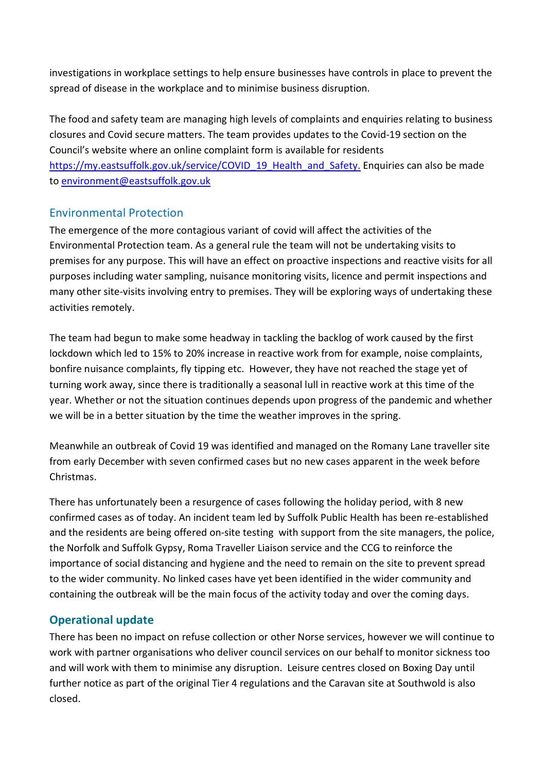investigations in workplace settings to help ensure businesses have controls in place to prevent the spread of disease in the workplace and to minimise business disruption.

The food and safety team are managing high levels of complaints and enquiries relating to business closures and Covid secure matters. The team provides updates to the Covid-19 section on the Council's website where an online complaint form is available for residents https://my.eastsuffolk.gov.uk/service/COVID_19_Health_and_Safety. Enquiries can also be made to environment@eastsuffolk.gov.uk

## Environmental Protection

The emergence of the more contagious variant of covid will affect the activities of the Environmental Protection team. As a general rule the team will not be undertaking visits to premises for any purpose. This will have an effect on proactive inspections and reactive visits for all purposes including water sampling, nuisance monitoring visits, licence and permit inspections and many other site-visits involving entry to premises. They will be exploring ways of undertaking these activities remotely.

The team had begun to make some headway in tackling the backlog of work caused by the first lockdown which led to 15% to 20% increase in reactive work from for example, noise complaints, bonfire nuisance complaints, fly tipping etc. However, they have not reached the stage yet of turning work away, since there is traditionally a seasonal lull in reactive work at this time of the year. Whether or not the situation continues depends upon progress of the pandemic and whether we will be in a better situation by the time the weather improves in the spring.

Meanwhile an outbreak of Covid 19 was identified and managed on the Romany Lane traveller site from early December with seven confirmed cases but no new cases apparent in the week before Christmas.

There has unfortunately been a resurgence of cases following the holiday period, with 8 new confirmed cases as of today. An incident team led by Suffolk Public Health has been re-established and the residents are being offered on-site testing with support from the site managers, the police, the Norfolk and Suffolk Gypsy, Roma Traveller Liaison service and the CCG to reinforce the importance of social distancing and hygiene and the need to remain on the site to prevent spread to the wider community. No linked cases have yet been identified in the wider community and containing the outbreak will be the main focus of the activity today and over the coming days.

## Operational update

There has been no impact on refuse collection or other Norse services, however we will continue to work with partner organisations who deliver council services on our behalf to monitor sickness too and will work with them to minimise any disruption. Leisure centres closed on Boxing Day until further notice as part of the original Tier 4 regulations and the Caravan site at Southwold is also closed.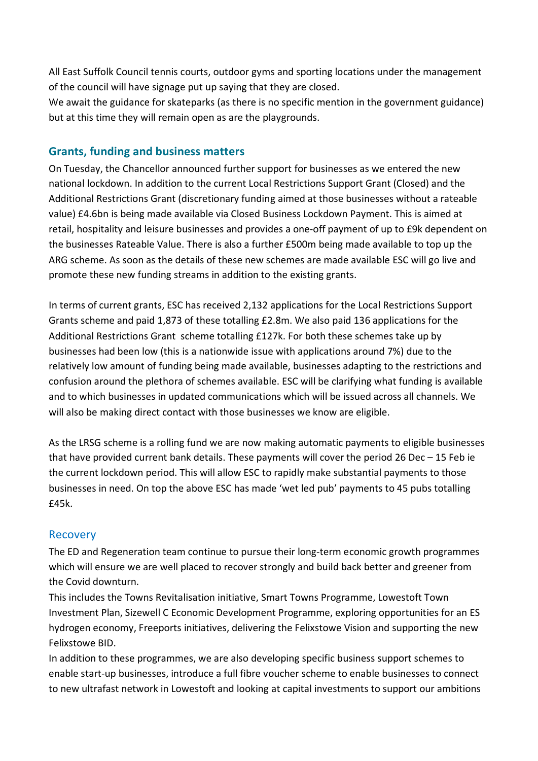All East Suffolk Council tennis courts, outdoor gyms and sporting locations under the management of the council will have signage put up saying that they are closed.

We await the guidance for skateparks (as there is no specific mention in the government guidance) but at this time they will remain open as are the playgrounds.

## Grants, funding and business matters

On Tuesday, the Chancellor announced further support for businesses as we entered the new national lockdown. In addition to the current Local Restrictions Support Grant (Closed) and the Additional Restrictions Grant (discretionary funding aimed at those businesses without a rateable value) £4.6bn is being made available via Closed Business Lockdown Payment. This is aimed at retail, hospitality and leisure businesses and provides a one-off payment of up to £9k dependent on the businesses Rateable Value. There is also a further £500m being made available to top up the ARG scheme. As soon as the details of these new schemes are made available ESC will go live and promote these new funding streams in addition to the existing grants.

In terms of current grants, ESC has received 2,132 applications for the Local Restrictions Support Grants scheme and paid 1,873 of these totalling £2.8m. We also paid 136 applications for the Additional Restrictions Grant scheme totalling £127k. For both these schemes take up by businesses had been low (this is a nationwide issue with applications around 7%) due to the relatively low amount of funding being made available, businesses adapting to the restrictions and confusion around the plethora of schemes available. ESC will be clarifying what funding is available and to which businesses in updated communications which will be issued across all channels. We will also be making direct contact with those businesses we know are eligible.

As the LRSG scheme is a rolling fund we are now making automatic payments to eligible businesses that have provided current bank details. These payments will cover the period 26 Dec – 15 Feb ie the current lockdown period. This will allow ESC to rapidly make substantial payments to those businesses in need. On top the above ESC has made 'wet led pub' payments to 45 pubs totalling £45k.

## Recovery

The ED and Regeneration team continue to pursue their long-term economic growth programmes which will ensure we are well placed to recover strongly and build back better and greener from the Covid downturn.

This includes the Towns Revitalisation initiative, Smart Towns Programme, Lowestoft Town Investment Plan, Sizewell C Economic Development Programme, exploring opportunities for an ES hydrogen economy, Freeports initiatives, delivering the Felixstowe Vision and supporting the new Felixstowe BID.

In addition to these programmes, we are also developing specific business support schemes to enable start-up businesses, introduce a full fibre voucher scheme to enable businesses to connect to new ultrafast network in Lowestoft and looking at capital investments to support our ambitions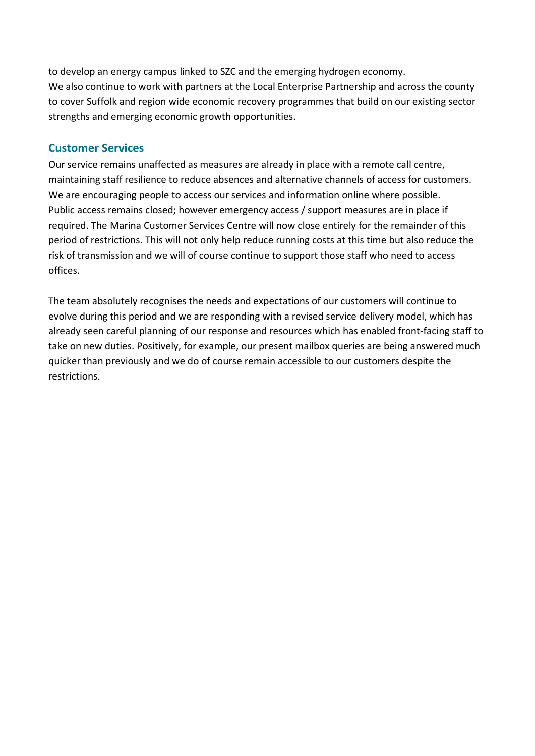to develop an energy campus linked to SZC and the emerging hydrogen economy.
We also continue to work with partners at the Local Enterprise Partnership and across the county to cover Suffolk and region wide economic recovery programmes that build on our existing sector strengths and emerging economic growth opportunities.

## Customer Services

Our service remains unaffected as measures are already in place with a remote call centre, maintaining staff resilience to reduce absences and alternative channels of access for customers. We are encouraging people to access our services and information online where possible.
Public access remains closed; however emergency access / support measures are in place if required. The Marina Customer Services Centre will now close entirely for the remainder of this period of restrictions. This will not only help reduce running costs at this time but also reduce the risk of transmission and we will of course continue to support those staff who need to access offices.

The team absolutely recognises the needs and expectations of our customers will continue to evolve during this period and we are responding with a revised service delivery model, which has already seen careful planning of our response and resources which has enabled front-facing staff to take on new duties. Positively, for example, our present mailbox queries are being answered much quicker than previously and we do of course remain accessible to our customers despite the restrictions.